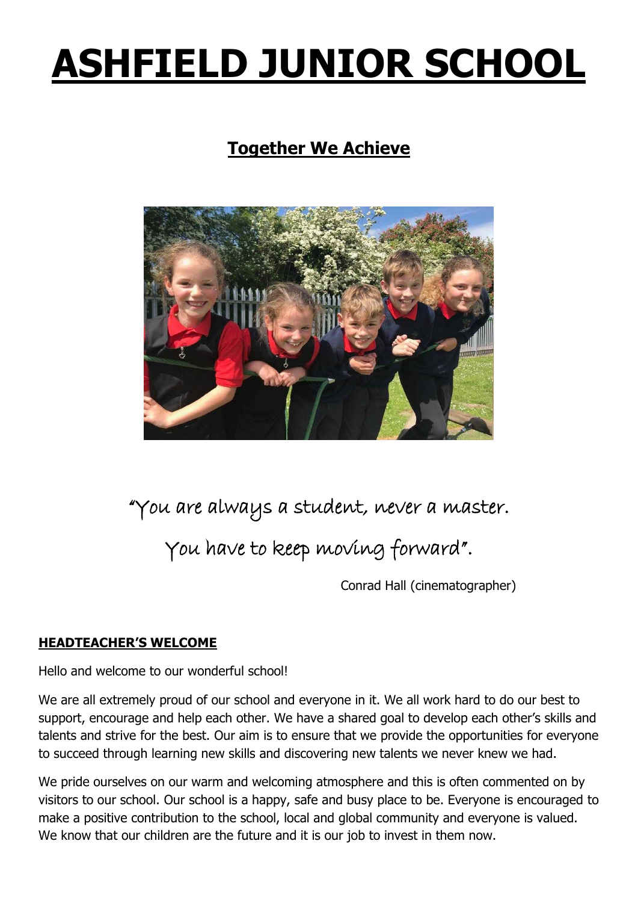# ASHFIELD JUNIOR SCHOOL

## Together We Achieve

*"You are always a student, never a master.*

*You have to keep moving forward".*

Conrad Hall (cinematographer)

### HEADTEACHER'S WELCOME

Hello and welcome to our wonderful school!

We are all extremely proud of our school and everyone in it. We all work hard to do our best to support, encourage and help each other. We have a shared goal to develop each other's skills and talents and strive for the best. Our aim is to ensure that we provide the opportunities for everyone to succeed through learning new skills and discovering new talents we never knew we had.

We pride ourselves on our warm and welcoming atmosphere and this is often commented on by visitors to our school. Our school is a happy, safe and busy place to be. Everyone is encouraged to make a positive contribution to the school, local and global community and everyone is valued. We know that our children are the future and it is our job to invest in them now.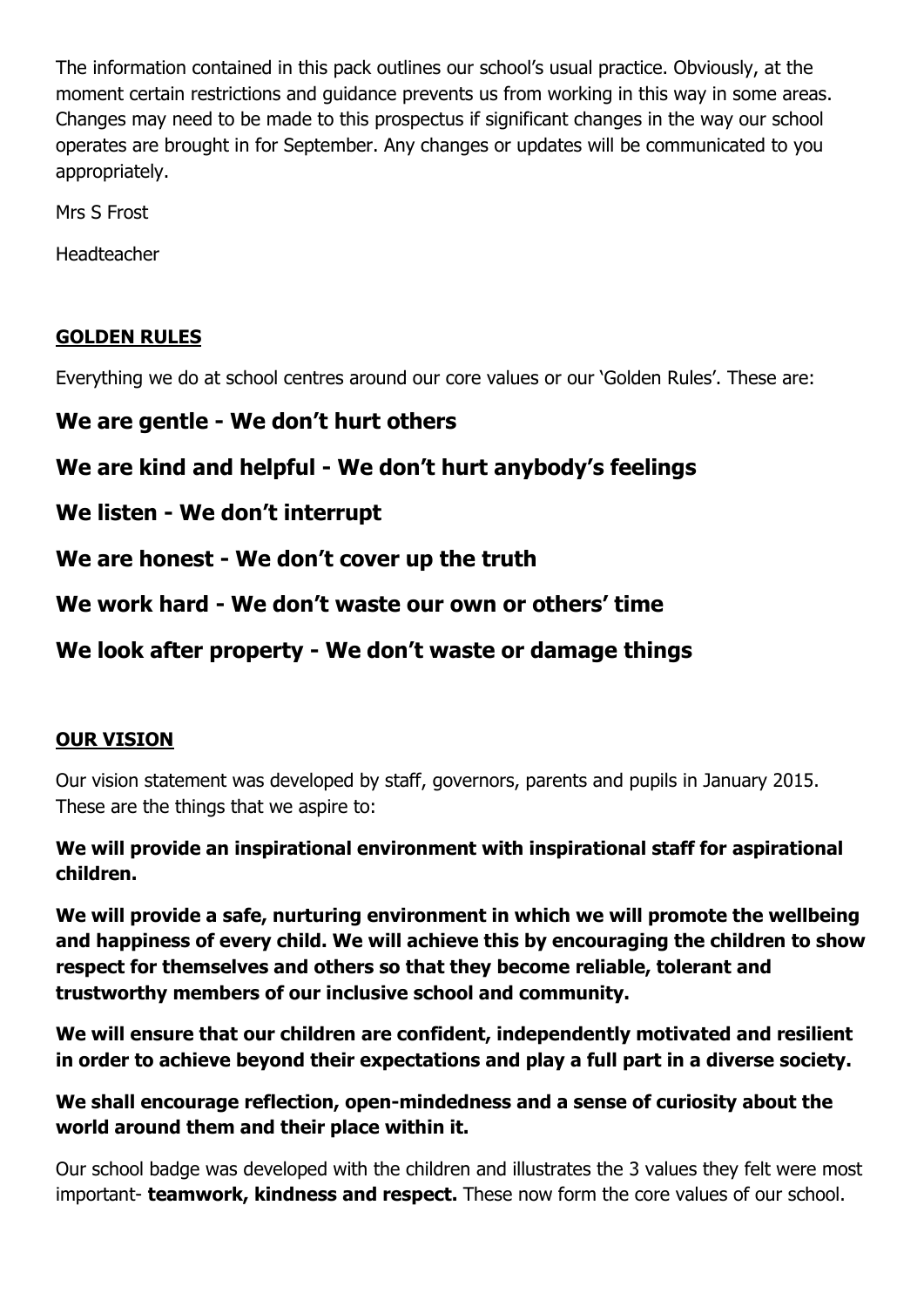The information contained in this pack outlines our school's usual practice. Obviously, at the moment certain restrictions and guidance prevents us from working in this way in some areas. Changes may need to be made to this prospectus if significant changes in the way our school operates are brought in for September. Any changes or updates will be communicated to you appropriately.

Mrs S Frost

Headteacher

## GOLDEN RULES

Everything we do at school centres around our core values or our 'Golden Rules'. These are:

**We are gentle - We don't hurt others**

**We are kind and helpful - We don't hurt anybody's feelings**

**We listen - We don't interrupt**

**We are honest - We don't cover up the truth**

**We work hard - We don't waste our own or others' time**

**We look after property - We don't waste or damage things**

## OUR VISION

Our vision statement was developed by staff, governors, parents and pupils in January 2015. These are the things that we aspire to:

**We will provide an inspirational environment with inspirational staff for aspirational children.**

**We will provide a safe, nurturing environment in which we will promote the wellbeing and happiness of every child. We will achieve this by encouraging the children to show respect for themselves and others so that they become reliable, tolerant and trustworthy members of our inclusive school and community.**

**We will ensure that our children are confident, independently motivated and resilient in order to achieve beyond their expectations and play a full part in a diverse society.**

**We shall encourage reflection, open-mindedness and a sense of curiosity about the world around them and their place within it.**

Our school badge was developed with the children and illustrates the 3 values they felt were most important- **teamwork, kindness and respect.** These now form the core values of our school.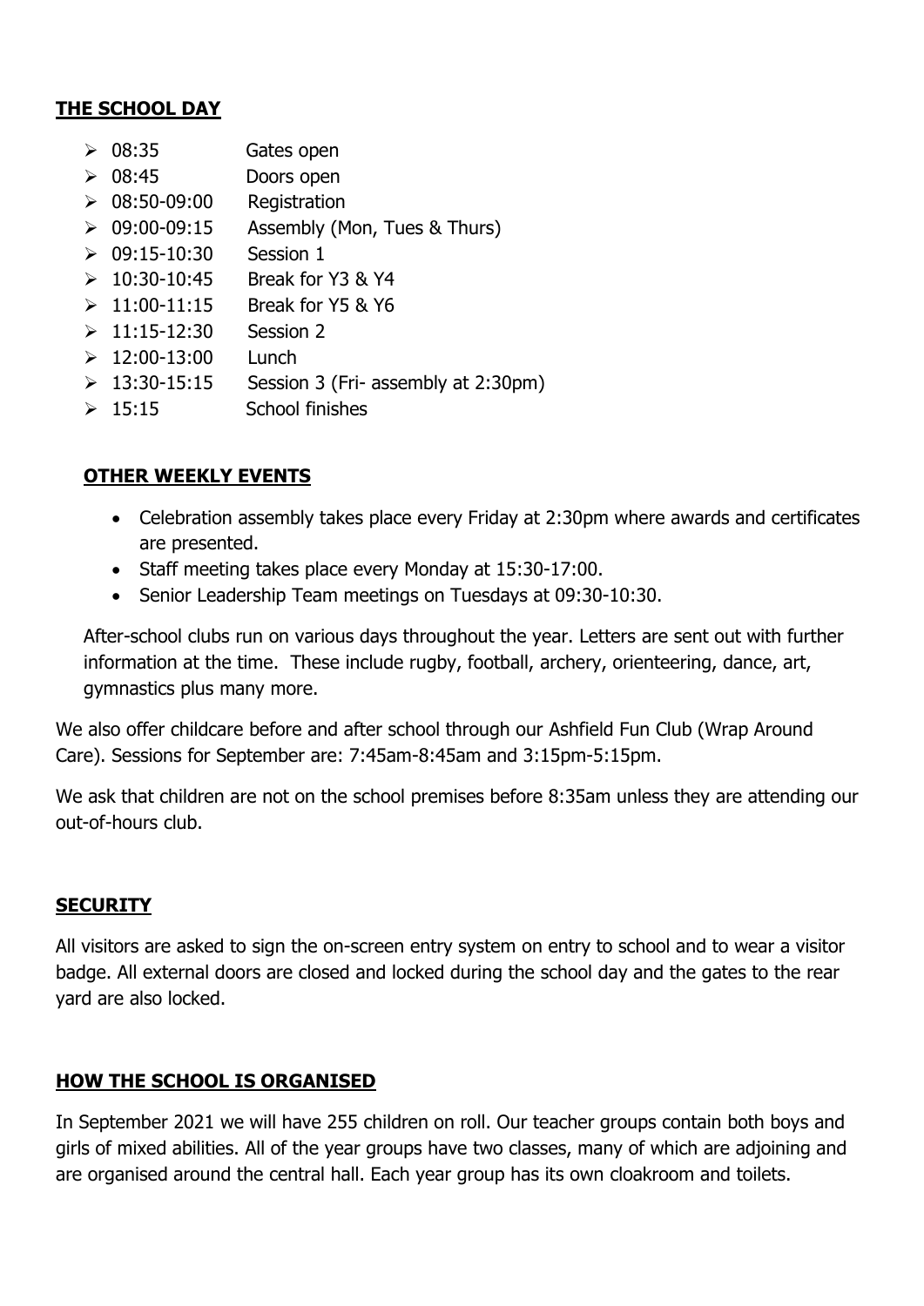## THE SCHOOL DAY

- 08:35 Gates open
- 08:45 Doors open
- 08:50-09:00 Registration
- 09:00-09:15 Assembly (Mon, Tues & Thurs)
- 09:15-10:30 Session 1
- 10:30-10:45 Break for Y3 & Y4
- 11:00-11:15 Break for Y5 & Y6
- 11:15-12:30 Session 2
- 12:00-13:00 Lunch
- 13:30-15:15 Session 3 (Fri- assembly at 2:30pm)
- 15:15 School finishes

## OTHER WEEKLY EVENTS

- Celebration assembly takes place every Friday at 2:30pm where awards and certificates are presented.
- Staff meeting takes place every Monday at 15:30-17:00.
- Senior Leadership Team meetings on Tuesdays at 09:30-10:30.

After-school clubs run on various days throughout the year. Letters are sent out with further information at the time. These include rugby, football, archery, orienteering, dance, art, gymnastics plus many more.

We also offer childcare before and after school through our Ashfield Fun Club (Wrap Around Care). Sessions for September are: 7:45am-8:45am and 3:15pm-5:15pm.

We ask that children are not on the school premises before 8:35am unless they are attending our out-of-hours club.

## SECURITY

All visitors are asked to sign the on-screen entry system on entry to school and to wear a visitor badge. All external doors are closed and locked during the school day and the gates to the rear yard are also locked.

## HOW THE SCHOOL IS ORGANISED

In September 2021 we will have 255 children on roll. Our teacher groups contain both boys and girls of mixed abilities. All of the year groups have two classes, many of which are adjoining and are organised around the central hall. Each year group has its own cloakroom and toilets.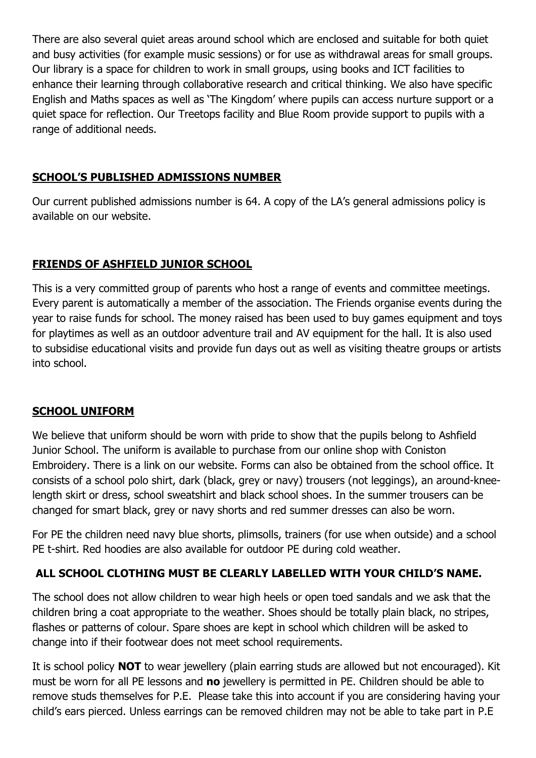There are also several quiet areas around school which are enclosed and suitable for both quiet and busy activities (for example music sessions) or for use as withdrawal areas for small groups. Our library is a space for children to work in small groups, using books and ICT facilities to enhance their learning through collaborative research and critical thinking. We also have specific English and Maths spaces as well as 'The Kingdom' where pupils can access nurture support or a quiet space for reflection. Our Treetops facility and Blue Room provide support to pupils with a range of additional needs.

## SCHOOL'S PUBLISHED ADMISSIONS NUMBER

Our current published admissions number is 64. A copy of the LA's general admissions policy is available on our website.

## FRIENDS OF ASHFIELD JUNIOR SCHOOL

This is a very committed group of parents who host a range of events and committee meetings. Every parent is automatically a member of the association. The Friends organise events during the year to raise funds for school. The money raised has been used to buy games equipment and toys for playtimes as well as an outdoor adventure trail and AV equipment for the hall. It is also used to subsidise educational visits and provide fun days out as well as visiting theatre groups or artists into school.

## SCHOOL UNIFORM

We believe that uniform should be worn with pride to show that the pupils belong to Ashfield Junior School. The uniform is available to purchase from our online shop with Coniston Embroidery. There is a link on our website. Forms can also be obtained from the school office. It consists of a school polo shirt, dark (black, grey or navy) trousers (not leggings), an around-knee-length skirt or dress, school sweatshirt and black school shoes. In the summer trousers can be changed for smart black, grey or navy shorts and red summer dresses can also be worn.

For PE the children need navy blue shorts, plimsolls, trainers (for use when outside) and a school PE t-shirt. Red hoodies are also available for outdoor PE during cold weather.

**ALL SCHOOL CLOTHING MUST BE CLEARLY LABELLED WITH YOUR CHILD'S NAME.**

The school does not allow children to wear high heels or open toed sandals and we ask that the children bring a coat appropriate to the weather. Shoes should be totally plain black, no stripes, flashes or patterns of colour. Spare shoes are kept in school which children will be asked to change into if their footwear does not meet school requirements.

It is school policy **NOT** to wear jewellery (plain earring studs are allowed but not encouraged). Kit must be worn for all PE lessons and **no** jewellery is permitted in PE. Children should be able to remove studs themselves for P.E. Please take this into account if you are considering having your child's ears pierced. Unless earrings can be removed children may not be able to take part in P.E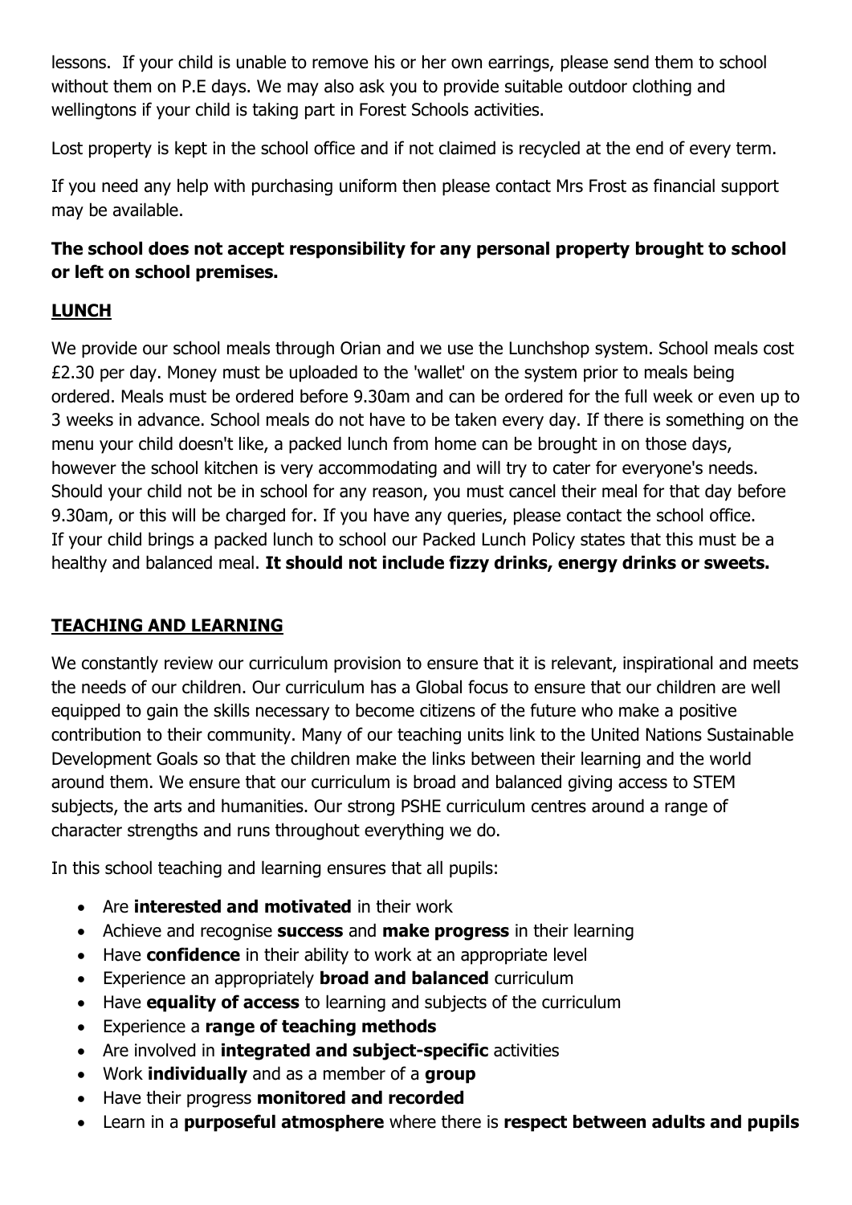lessons. If your child is unable to remove his or her own earrings, please send them to school without them on P.E days. We may also ask you to provide suitable outdoor clothing and wellingtons if your child is taking part in Forest Schools activities.

Lost property is kept in the school office and if not claimed is recycled at the end of every term.

If you need any help with purchasing uniform then please contact Mrs Frost as financial support may be available.

**The school does not accept responsibility for any personal property brought to school or left on school premises.**

## LUNCH

We provide our school meals through Orian and we use the Lunchshop system. School meals cost £2.30 per day. Money must be uploaded to the 'wallet' on the system prior to meals being ordered. Meals must be ordered before 9.30am and can be ordered for the full week or even up to 3 weeks in advance. School meals do not have to be taken every day. If there is something on the menu your child doesn't like, a packed lunch from home can be brought in on those days, however the school kitchen is very accommodating and will try to cater for everyone's needs. Should your child not be in school for any reason, you must cancel their meal for that day before 9.30am, or this will be charged for. If you have any queries, please contact the school office. If your child brings a packed lunch to school our Packed Lunch Policy states that this must be a healthy and balanced meal. **It should not include fizzy drinks, energy drinks or sweets.**

## TEACHING AND LEARNING

We constantly review our curriculum provision to ensure that it is relevant, inspirational and meets the needs of our children. Our curriculum has a Global focus to ensure that our children are well equipped to gain the skills necessary to become citizens of the future who make a positive contribution to their community. Many of our teaching units link to the United Nations Sustainable Development Goals so that the children make the links between their learning and the world around them. We ensure that our curriculum is broad and balanced giving access to STEM subjects, the arts and humanities. Our strong PSHE curriculum centres around a range of character strengths and runs throughout everything we do.

In this school teaching and learning ensures that all pupils:

- Are **interested and motivated** in their work
- Achieve and recognise **success** and **make progress** in their learning
- Have **confidence** in their ability to work at an appropriate level
- Experience an appropriately **broad and balanced** curriculum
- Have **equality of access** to learning and subjects of the curriculum
- Experience a **range of teaching methods**
- Are involved in **integrated and subject-specific** activities
- Work **individually** and as a member of a **group**
- Have their progress **monitored and recorded**
- Learn in a **purposeful atmosphere** where there is **respect between adults and pupils**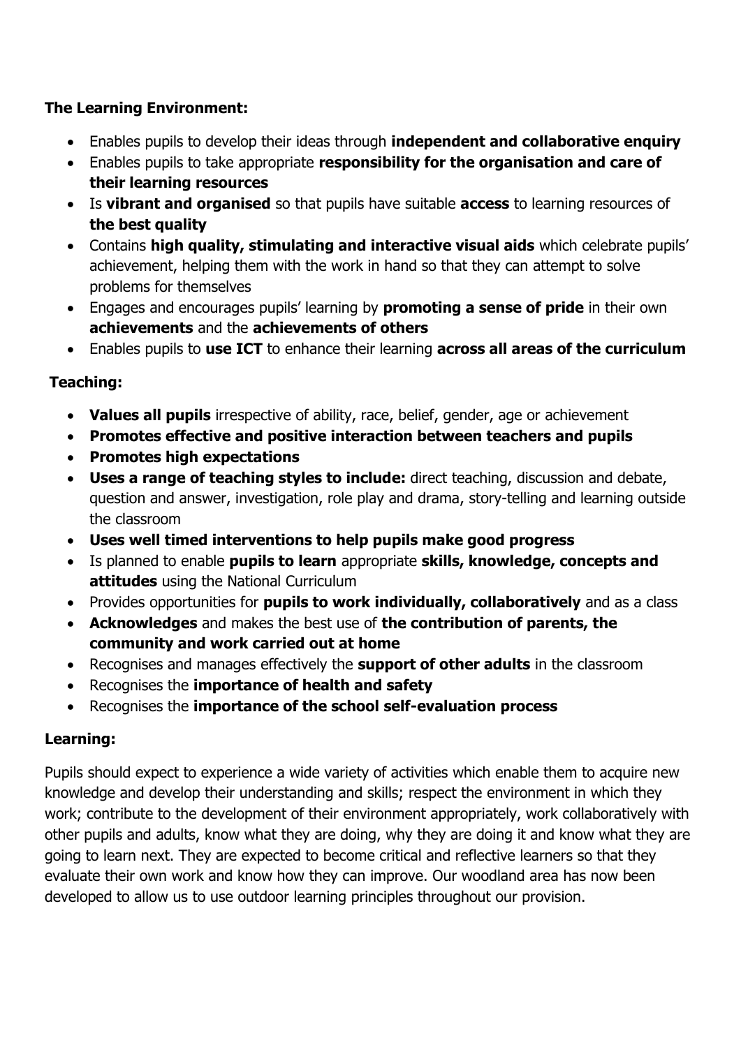**The Learning Environment:**

- Enables pupils to develop their ideas through **independent and collaborative enquiry**
- Enables pupils to take appropriate **responsibility for the organisation and care of their learning resources**
- Is **vibrant and organised** so that pupils have suitable **access** to learning resources of **the best quality**
- Contains **high quality, stimulating and interactive visual aids** which celebrate pupils' achievement, helping them with the work in hand so that they can attempt to solve problems for themselves
- Engages and encourages pupils' learning by **promoting a sense of pride** in their own **achievements** and the **achievements of others**
- Enables pupils to **use ICT** to enhance their learning **across all areas of the curriculum**

**Teaching:**

- **Values all pupils** irrespective of ability, race, belief, gender, age or achievement
- **Promotes effective and positive interaction between teachers and pupils**
- **Promotes high expectations**
- **Uses a range of teaching styles to include:** direct teaching, discussion and debate, question and answer, investigation, role play and drama, story-telling and learning outside the classroom
- **Uses well timed interventions to help pupils make good progress**
- Is planned to enable **pupils to learn** appropriate **skills, knowledge, concepts and attitudes** using the National Curriculum
- Provides opportunities for **pupils to work individually, collaboratively** and as a class
- **Acknowledges** and makes the best use of **the contribution of parents, the community and work carried out at home**
- Recognises and manages effectively the **support of other adults** in the classroom
- Recognises the **importance of health and safety**
- Recognises the **importance of the school self-evaluation process**

**Learning:**

Pupils should expect to experience a wide variety of activities which enable them to acquire new knowledge and develop their understanding and skills; respect the environment in which they work; contribute to the development of their environment appropriately, work collaboratively with other pupils and adults, know what they are doing, why they are doing it and know what they are going to learn next. They are expected to become critical and reflective learners so that they evaluate their own work and know how they can improve. Our woodland area has now been developed to allow us to use outdoor learning principles throughout our provision.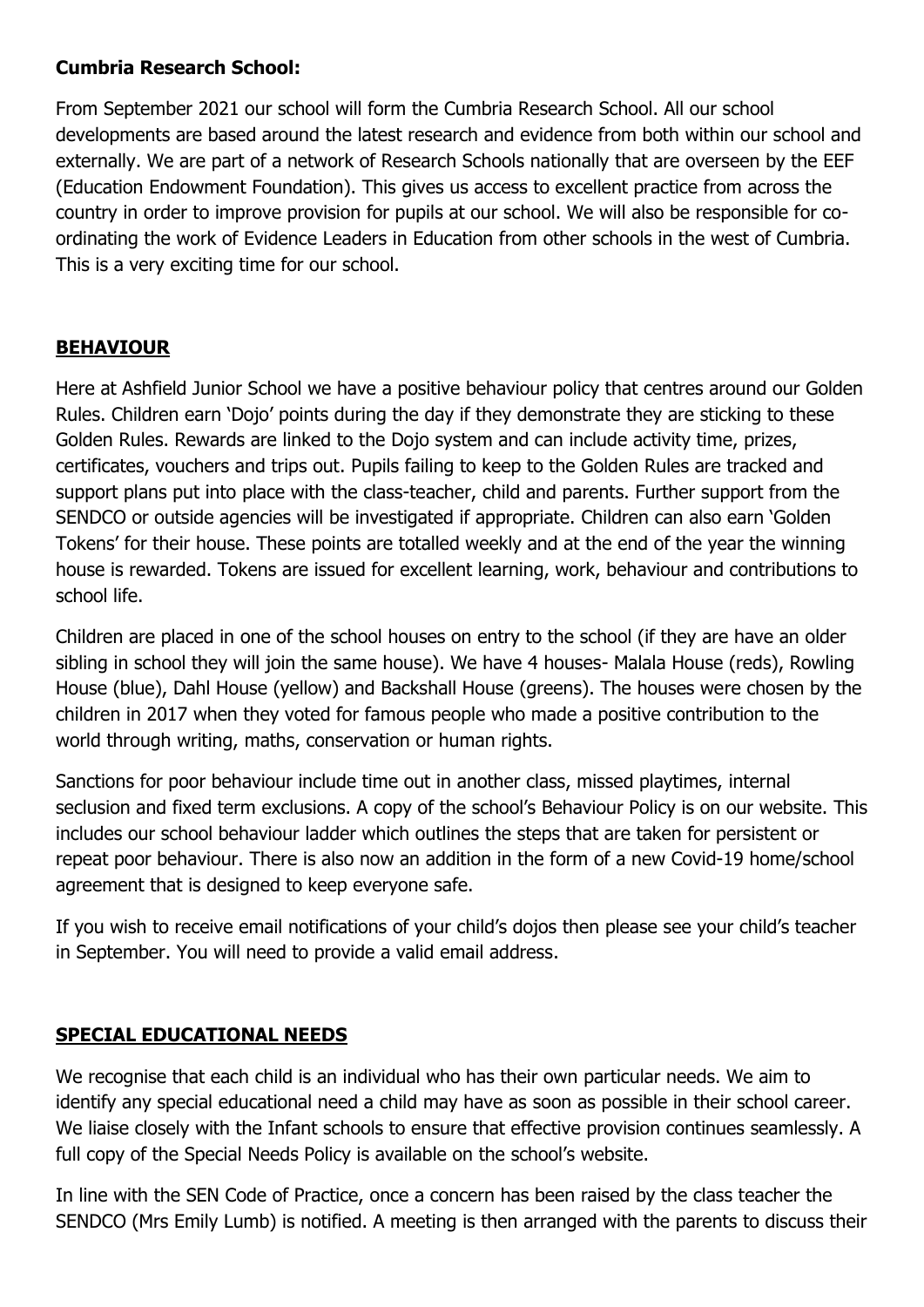**Cumbria Research School:**

From September 2021 our school will form the Cumbria Research School. All our school developments are based around the latest research and evidence from both within our school and externally. We are part of a network of Research Schools nationally that are overseen by the EEF (Education Endowment Foundation). This gives us access to excellent practice from across the country in order to improve provision for pupils at our school. We will also be responsible for co-ordinating the work of Evidence Leaders in Education from other schools in the west of Cumbria. This is a very exciting time for our school.

## BEHAVIOUR

Here at Ashfield Junior School we have a positive behaviour policy that centres around our Golden Rules. Children earn 'Dojo' points during the day if they demonstrate they are sticking to these Golden Rules. Rewards are linked to the Dojo system and can include activity time, prizes, certificates, vouchers and trips out. Pupils failing to keep to the Golden Rules are tracked and support plans put into place with the class-teacher, child and parents. Further support from the SENDCO or outside agencies will be investigated if appropriate. Children can also earn 'Golden Tokens' for their house. These points are totalled weekly and at the end of the year the winning house is rewarded. Tokens are issued for excellent learning, work, behaviour and contributions to school life.

Children are placed in one of the school houses on entry to the school (if they are have an older sibling in school they will join the same house). We have 4 houses- Malala House (reds), Rowling House (blue), Dahl House (yellow) and Backshall House (greens). The houses were chosen by the children in 2017 when they voted for famous people who made a positive contribution to the world through writing, maths, conservation or human rights.

Sanctions for poor behaviour include time out in another class, missed playtimes, internal seclusion and fixed term exclusions. A copy of the school's Behaviour Policy is on our website. This includes our school behaviour ladder which outlines the steps that are taken for persistent or repeat poor behaviour. There is also now an addition in the form of a new Covid-19 home/school agreement that is designed to keep everyone safe.

If you wish to receive email notifications of your child's dojos then please see your child's teacher in September. You will need to provide a valid email address.

## SPECIAL EDUCATIONAL NEEDS

We recognise that each child is an individual who has their own particular needs. We aim to identify any special educational need a child may have as soon as possible in their school career. We liaise closely with the Infant schools to ensure that effective provision continues seamlessly. A full copy of the Special Needs Policy is available on the school's website.

In line with the SEN Code of Practice, once a concern has been raised by the class teacher the SENDCO (Mrs Emily Lumb) is notified. A meeting is then arranged with the parents to discuss their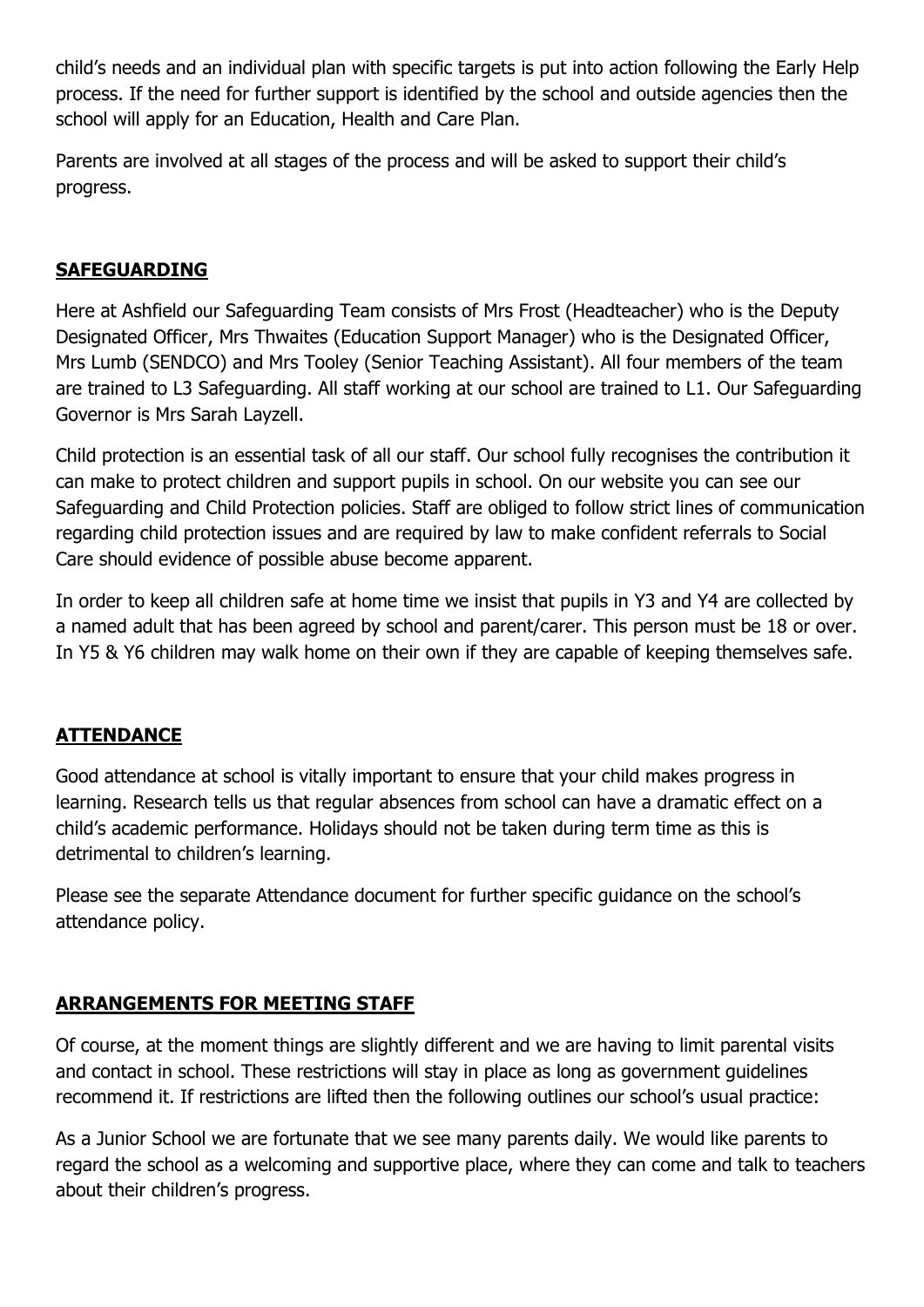child's needs and an individual plan with specific targets is put into action following the Early Help process. If the need for further support is identified by the school and outside agencies then the school will apply for an Education, Health and Care Plan.

Parents are involved at all stages of the process and will be asked to support their child's progress.

## **SAFEGUARDING**

Here at Ashfield our Safeguarding Team consists of Mrs Frost (Headteacher) who is the Deputy Designated Officer, Mrs Thwaites (Education Support Manager) who is the Designated Officer, Mrs Lumb (SENDCO) and Mrs Tooley (Senior Teaching Assistant). All four members of the team are trained to L3 Safeguarding. All staff working at our school are trained to L1. Our Safeguarding Governor is Mrs Sarah Layzell.

Child protection is an essential task of all our staff. Our school fully recognises the contribution it can make to protect children and support pupils in school. On our website you can see our Safeguarding and Child Protection policies. Staff are obliged to follow strict lines of communication regarding child protection issues and are required by law to make confident referrals to Social Care should evidence of possible abuse become apparent.

In order to keep all children safe at home time we insist that pupils in Y3 and Y4 are collected by a named adult that has been agreed by school and parent/carer. This person must be 18 or over. In Y5 & Y6 children may walk home on their own if they are capable of keeping themselves safe.

## **ATTENDANCE**

Good attendance at school is vitally important to ensure that your child makes progress in learning. Research tells us that regular absences from school can have a dramatic effect on a child's academic performance. Holidays should not be taken during term time as this is detrimental to children's learning.

Please see the separate Attendance document for further specific guidance on the school's attendance policy.

## **ARRANGEMENTS FOR MEETING STAFF**

Of course, at the moment things are slightly different and we are having to limit parental visits and contact in school. These restrictions will stay in place as long as government guidelines recommend it. If restrictions are lifted then the following outlines our school's usual practice:

As a Junior School we are fortunate that we see many parents daily. We would like parents to regard the school as a welcoming and supportive place, where they can come and talk to teachers about their children's progress.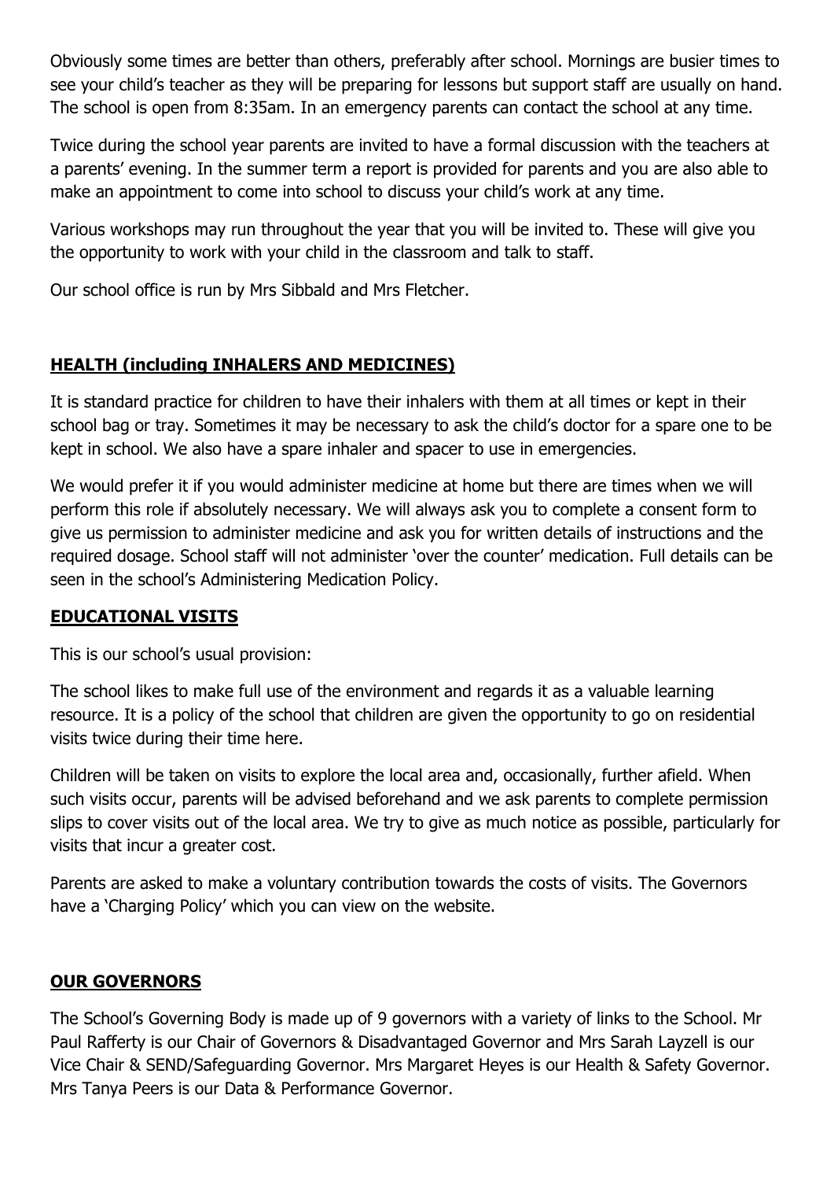Obviously some times are better than others, preferably after school. Mornings are busier times to see your child's teacher as they will be preparing for lessons but support staff are usually on hand. The school is open from 8:35am. In an emergency parents can contact the school at any time.

Twice during the school year parents are invited to have a formal discussion with the teachers at a parents' evening. In the summer term a report is provided for parents and you are also able to make an appointment to come into school to discuss your child's work at any time.

Various workshops may run throughout the year that you will be invited to. These will give you the opportunity to work with your child in the classroom and talk to staff.

Our school office is run by Mrs Sibbald and Mrs Fletcher.

## HEALTH (including INHALERS AND MEDICINES)

It is standard practice for children to have their inhalers with them at all times or kept in their school bag or tray. Sometimes it may be necessary to ask the child's doctor for a spare one to be kept in school. We also have a spare inhaler and spacer to use in emergencies.

We would prefer it if you would administer medicine at home but there are times when we will perform this role if absolutely necessary. We will always ask you to complete a consent form to give us permission to administer medicine and ask you for written details of instructions and the required dosage. School staff will not administer 'over the counter' medication. Full details can be seen in the school's Administering Medication Policy.

## EDUCATIONAL VISITS

This is our school's usual provision:

The school likes to make full use of the environment and regards it as a valuable learning resource. It is a policy of the school that children are given the opportunity to go on residential visits twice during their time here.

Children will be taken on visits to explore the local area and, occasionally, further afield. When such visits occur, parents will be advised beforehand and we ask parents to complete permission slips to cover visits out of the local area. We try to give as much notice as possible, particularly for visits that incur a greater cost.

Parents are asked to make a voluntary contribution towards the costs of visits. The Governors have a 'Charging Policy' which you can view on the website.

## OUR GOVERNORS

The School's Governing Body is made up of 9 governors with a variety of links to the School. Mr Paul Rafferty is our Chair of Governors & Disadvantaged Governor and Mrs Sarah Layzell is our Vice Chair & SEND/Safeguarding Governor. Mrs Margaret Heyes is our Health & Safety Governor. Mrs Tanya Peers is our Data & Performance Governor.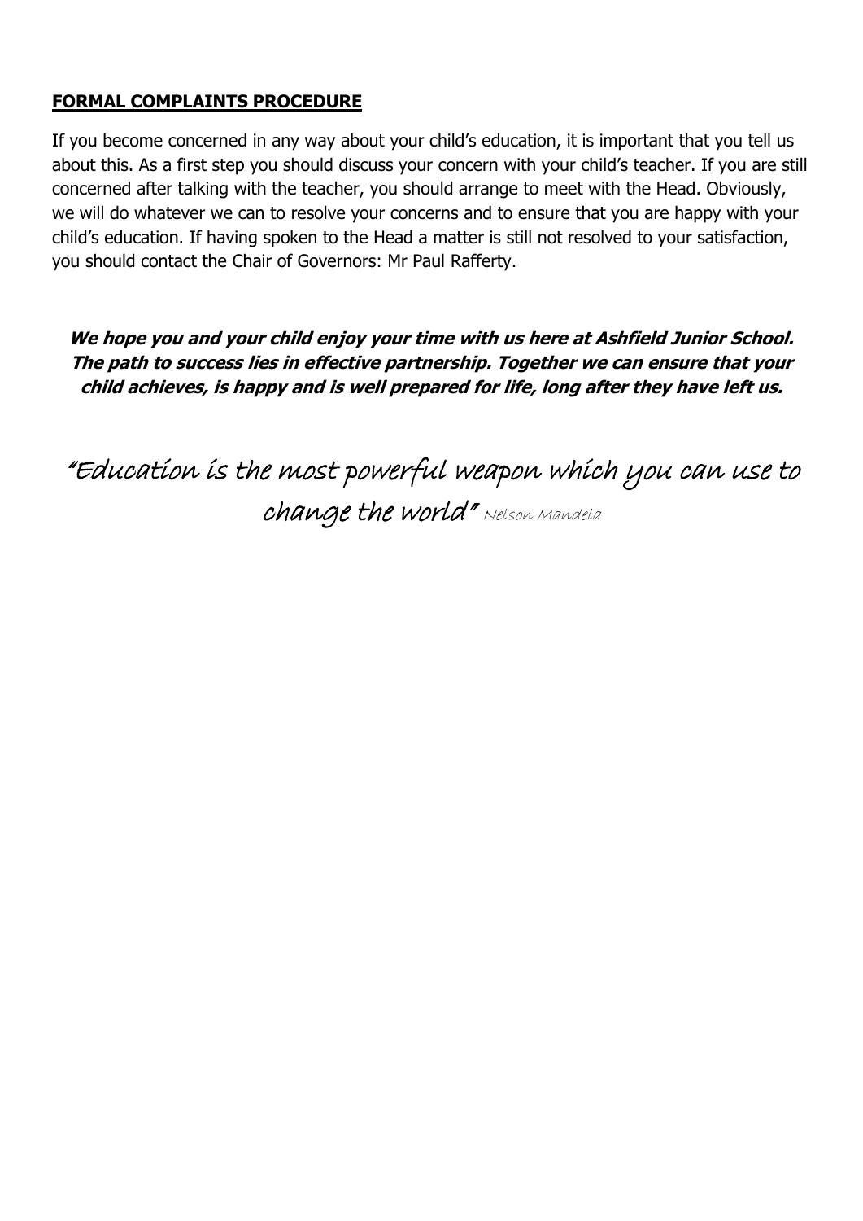## **FORMAL COMPLAINTS PROCEDURE**

If you become concerned in any way about your child's education, it is important that you tell us about this. As a first step you should discuss your concern with your child's teacher. If you are still concerned after talking with the teacher, you should arrange to meet with the Head. Obviously, we will do whatever we can to resolve your concerns and to ensure that you are happy with your child's education. If having spoken to the Head a matter is still not resolved to your satisfaction, you should contact the Chair of Governors: Mr Paul Rafferty.

***We hope you and your child enjoy your time with us here at Ashfield Junior School. The path to success lies in effective partnership. Together we can ensure that your child achieves, is happy and is well prepared for life, long after they have left us.***

"Education is the most powerful weapon which you can use to change the world" Nelson Mandela